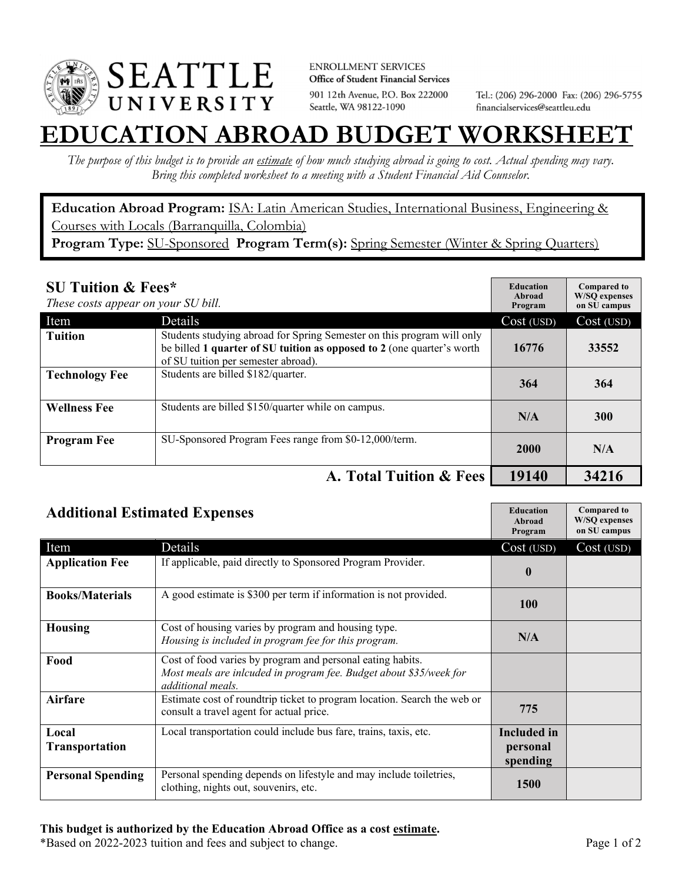SEATTLE UNIVERSITY

ENROLLMENT SERVICES
**Office of Student Financial Services**
901 12th Avenue, P.O. Box 222000
Seattle, WA 98122-1090

Tel.: (206) 296-2000 Fax: (206) 296-5755
financialservices@seattleu.edu

# EDUCATION ABROAD BUDGET WORKSHEET

*The purpose of this budget is to provide an estimate of how much studying abroad is going to cost. Actual spending may vary. Bring this completed worksheet to a meeting with a Student Financial Aid Counselor.*

**Education Abroad Program:** ISA: Latin American Studies, International Business, Engineering & Courses with Locals (Barranquilla, Colombia)
**Program Type:** SU-Sponsored **Program Term(s):** Spring Semester (Winter & Spring Quarters)

## SU Tuition & Fees*

*These costs appear on your SU bill.*

| Item | Details | Education Abroad Program Cost (USD) | Compared to W/SQ expenses on SU campus Cost (USD) |
|---|---|---|---|
| **Tuition** | Students studying abroad for Spring Semester on this program will only be billed **1 quarter of SU tuition as opposed to 2** (one quarter's worth of SU tuition per semester abroad). | **16776** | **33552** |
| **Technology Fee** | Students are billed $182/quarter. | **364** | **364** |
| **Wellness Fee** | Students are billed $150/quarter while on campus. | **N/A** | **300** |
| **Program Fee** | SU-Sponsored Program Fees range from $0-12,000/term. | **2000** | **N/A** |
| | **A. Total Tuition & Fees** | **19140** | **34216** |

## Additional Estimated Expenses

| Item | Details | Education Abroad Program Cost (USD) | Compared to W/SQ expenses on SU campus Cost (USD) |
|---|---|---|---|
| **Application Fee** | If applicable, paid directly to Sponsored Program Provider. | **0** | |
| **Books/Materials** | A good estimate is $300 per term if information is not provided. | **100** | |
| **Housing** | Cost of housing varies by program and housing type. *Housing is included in program fee for this program.* | **N/A** | |
| **Food** | Cost of food varies by program and personal eating habits. *Most meals are inlcuded in program fee. Budget about $35/week for additional meals.* | | |
| **Airfare** | Estimate cost of roundtrip ticket to program location. Search the web or consult a travel agent for actual price. | **775** | |
| **Local Transportation** | Local transportation could include bus fare, trains, taxis, etc. | **Included in personal spending** | |
| **Personal Spending** | Personal spending depends on lifestyle and may include toiletries, clothing, nights out, souvenirs, etc. | **1500** | |

**This budget is authorized by the Education Abroad Office as a cost estimate.**
*Based on 2022-2023 tuition and fees and subject to change.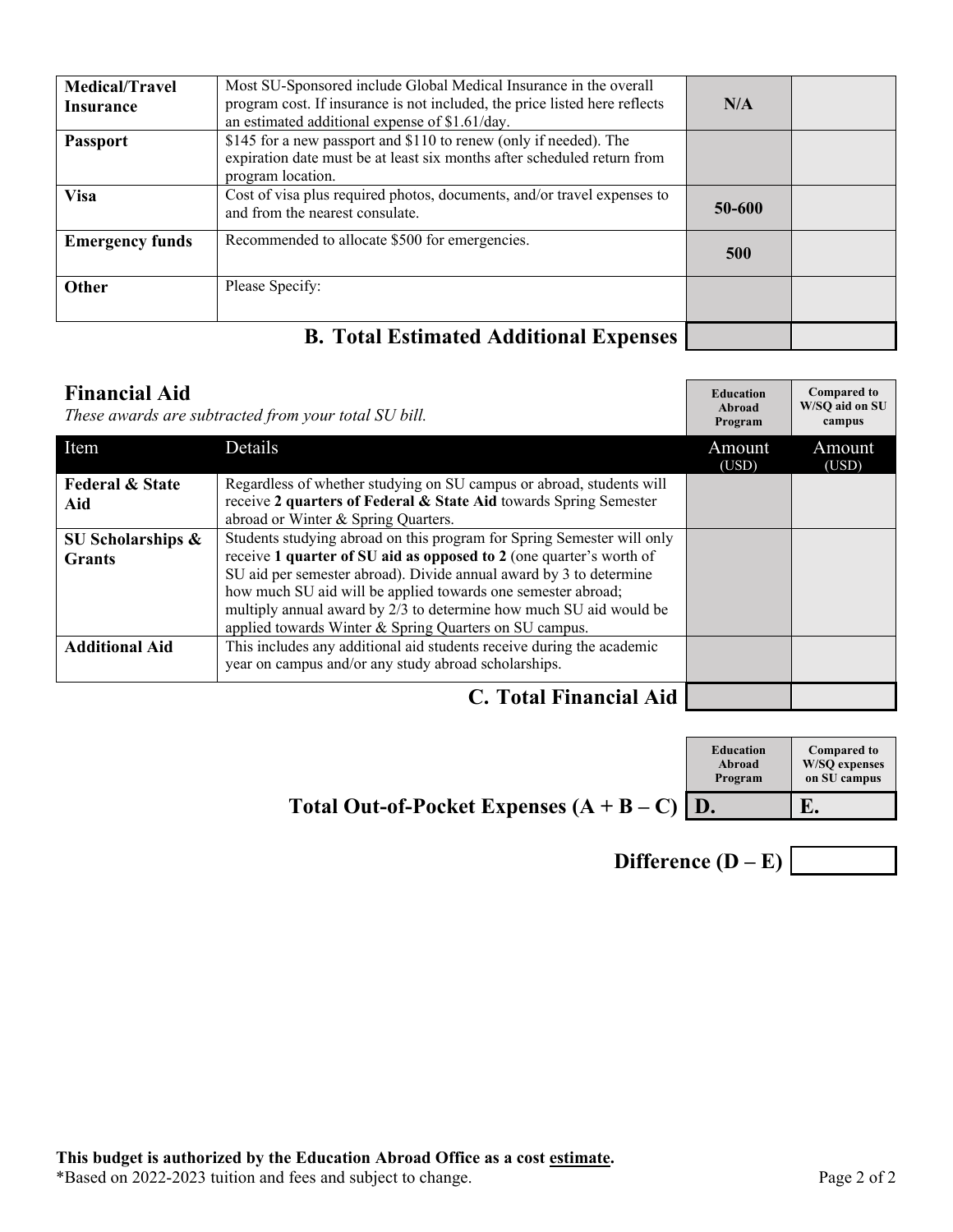| | | | |
|---|---|---|---|
| **Medical/Travel Insurance** | Most SU-Sponsored include Global Medical Insurance in the overall program cost. If insurance is not included, the price listed here reflects an estimated additional expense of $1.61/day. | **N/A** | |
| **Passport** | $145 for a new passport and $110 to renew (only if needed). The expiration date must be at least six months after scheduled return from program location. | | |
| **Visa** | Cost of visa plus required photos, documents, and/or travel expenses to and from the nearest consulate. | **50-600** | |
| **Emergency funds** | Recommended to allocate $500 for emergencies. | **500** | |
| **Other** | Please Specify: | | |
| | **B. Total Estimated Additional Expenses** | | |

## Financial Aid

*These awards are subtracted from your total SU bill.*

| | | Education Abroad Program | Compared to W/SQ aid on SU campus |
|---|---|---|---|
| **Item** | **Details** | **Amount (USD)** | **Amount (USD)** |
| **Federal & State Aid** | Regardless of whether studying on SU campus or abroad, students will receive **2 quarters of Federal & State Aid** towards Spring Semester abroad or Winter & Spring Quarters. | | |
| **SU Scholarships & Grants** | Students studying abroad on this program for Spring Semester will only receive **1 quarter of SU aid as opposed to 2** (one quarter's worth of SU aid per semester abroad). Divide annual award by 3 to determine how much SU aid will be applied towards one semester abroad; multiply annual award by 2/3 to determine how much SU aid would be applied towards Winter & Spring Quarters on SU campus. | | |
| **Additional Aid** | This includes any additional aid students receive during the academic year on campus and/or any study abroad scholarships. | | |
| | **C. Total Financial Aid** | | |

| | Education Abroad Program | Compared to W/SQ expenses on SU campus |
|---|---|---|
| **Total Out-of-Pocket Expenses (A + B – C)** | **D.** | **E.** |

**Difference (D – E)** \_\_\_\_\_\_\_\_

**This budget is authorized by the Education Abroad Office as a cost <u>estimate</u>.**

*Based on 2022-2023 tuition and fees and subject to change.